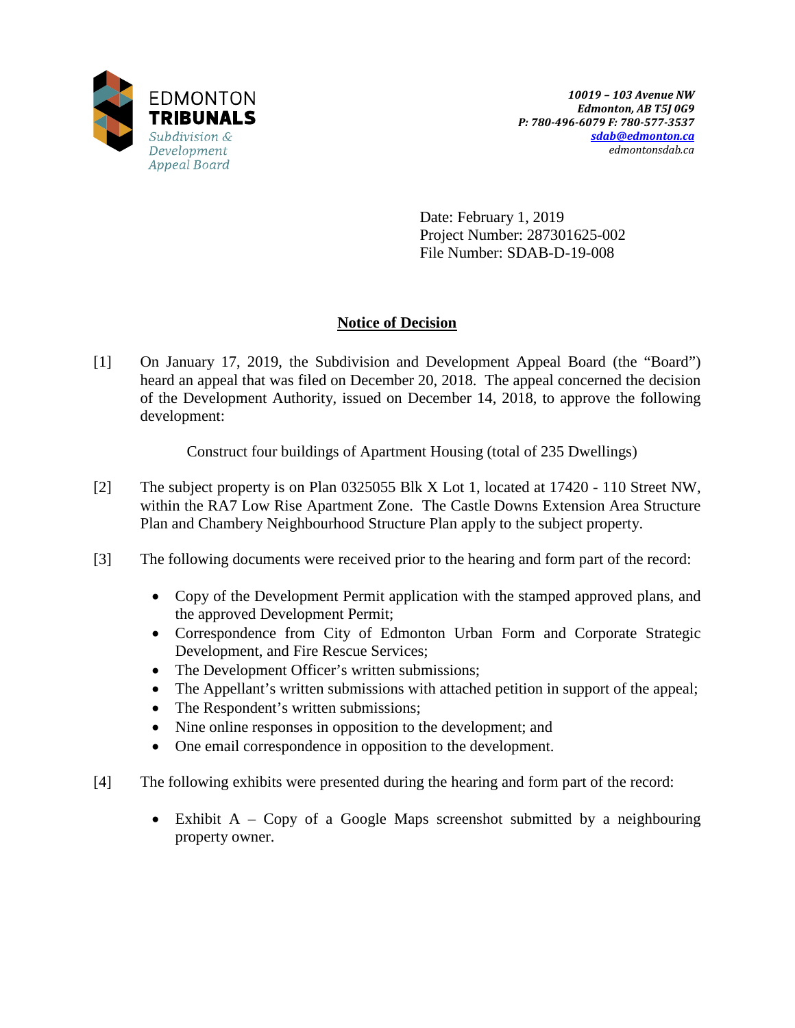EDMONTON
**TRIBUNALS**
*Subdivision & Development Appeal Board*

***10019 – 103 Avenue NW***
***Edmonton, AB T5J 0G9***
***P: 780-496-6079 F: 780-577-3537***
***sdab@edmonton.ca***
*edmontonsdab.ca*

Date: February 1, 2019
Project Number: 287301625-002
File Number: SDAB-D-19-008

## Notice of Decision

[1] On January 17, 2019, the Subdivision and Development Appeal Board (the "Board") heard an appeal that was filed on December 20, 2018. The appeal concerned the decision of the Development Authority, issued on December 14, 2018, to approve the following development:

Construct four buildings of Apartment Housing (total of 235 Dwellings)

[2] The subject property is on Plan 0325055 Blk X Lot 1, located at 17420 - 110 Street NW, within the RA7 Low Rise Apartment Zone. The Castle Downs Extension Area Structure Plan and Chambery Neighbourhood Structure Plan apply to the subject property.

[3] The following documents were received prior to the hearing and form part of the record:

- Copy of the Development Permit application with the stamped approved plans, and the approved Development Permit;
- Correspondence from City of Edmonton Urban Form and Corporate Strategic Development, and Fire Rescue Services;
- The Development Officer's written submissions;
- The Appellant's written submissions with attached petition in support of the appeal;
- The Respondent's written submissions;
- Nine online responses in opposition to the development; and
- One email correspondence in opposition to the development.

[4] The following exhibits were presented during the hearing and form part of the record:

- Exhibit A – Copy of a Google Maps screenshot submitted by a neighbouring property owner.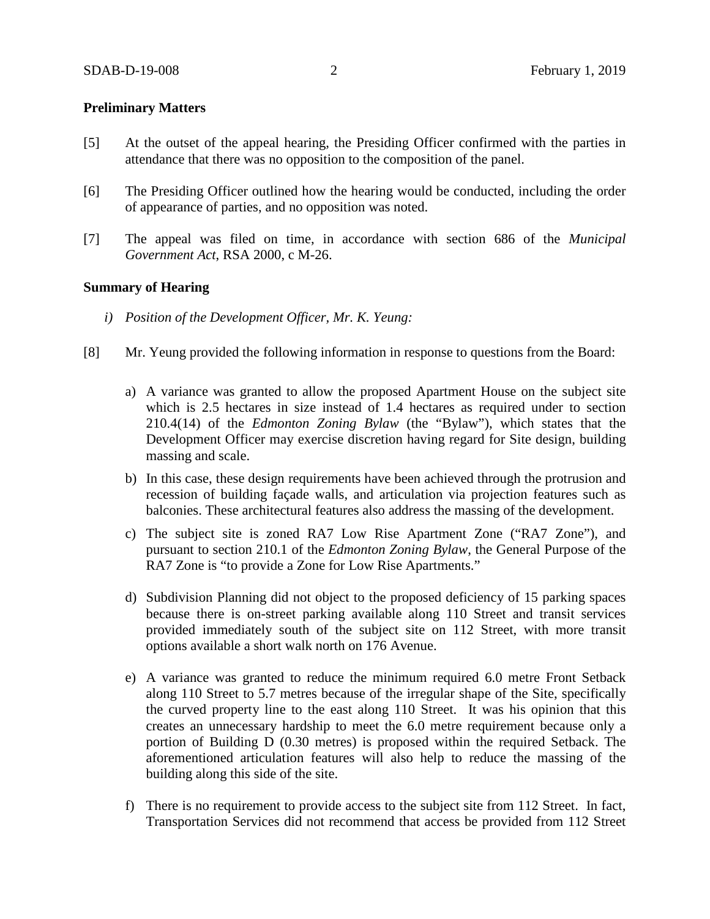**Preliminary Matters**

[5] At the outset of the appeal hearing, the Presiding Officer confirmed with the parties in attendance that there was no opposition to the composition of the panel.

[6] The Presiding Officer outlined how the hearing would be conducted, including the order of appearance of parties, and no opposition was noted.

[7] The appeal was filed on time, in accordance with section 686 of the *Municipal Government Act*, RSA 2000, c M-26.

**Summary of Hearing**

*i) Position of the Development Officer, Mr. K. Yeung:*

[8] Mr. Yeung provided the following information in response to questions from the Board:

a) A variance was granted to allow the proposed Apartment House on the subject site which is 2.5 hectares in size instead of 1.4 hectares as required under to section 210.4(14) of the *Edmonton Zoning Bylaw* (the "Bylaw"), which states that the Development Officer may exercise discretion having regard for Site design, building massing and scale.

b) In this case, these design requirements have been achieved through the protrusion and recession of building façade walls, and articulation via projection features such as balconies. These architectural features also address the massing of the development.

c) The subject site is zoned RA7 Low Rise Apartment Zone ("RA7 Zone"), and pursuant to section 210.1 of the *Edmonton Zoning Bylaw*, the General Purpose of the RA7 Zone is "to provide a Zone for Low Rise Apartments."

d) Subdivision Planning did not object to the proposed deficiency of 15 parking spaces because there is on-street parking available along 110 Street and transit services provided immediately south of the subject site on 112 Street, with more transit options available a short walk north on 176 Avenue.

e) A variance was granted to reduce the minimum required 6.0 metre Front Setback along 110 Street to 5.7 metres because of the irregular shape of the Site, specifically the curved property line to the east along 110 Street. It was his opinion that this creates an unnecessary hardship to meet the 6.0 metre requirement because only a portion of Building D (0.30 metres) is proposed within the required Setback. The aforementioned articulation features will also help to reduce the massing of the building along this side of the site.

f) There is no requirement to provide access to the subject site from 112 Street. In fact, Transportation Services did not recommend that access be provided from 112 Street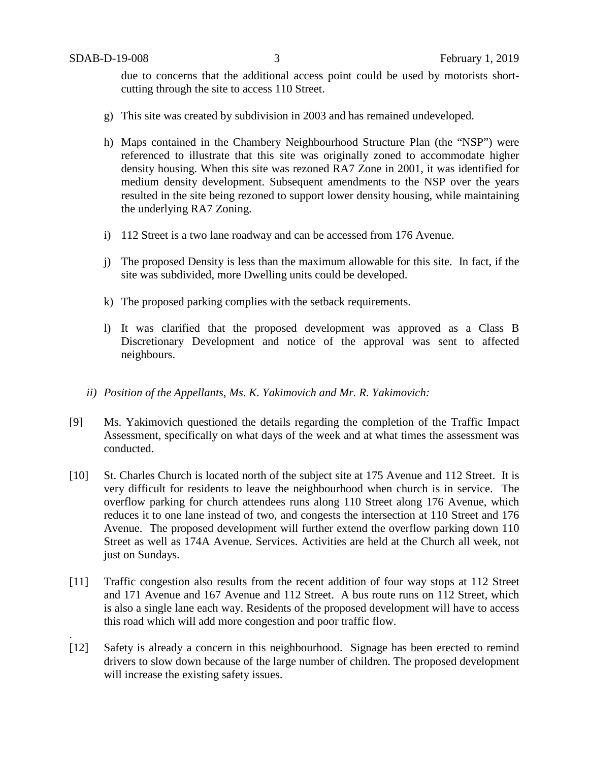due to concerns that the additional access point could be used by motorists short-cutting through the site to access 110 Street.

g) This site was created by subdivision in 2003 and has remained undeveloped.

h) Maps contained in the Chambery Neighbourhood Structure Plan (the "NSP") were referenced to illustrate that this site was originally zoned to accommodate higher density housing. When this site was rezoned RA7 Zone in 2001, it was identified for medium density development. Subsequent amendments to the NSP over the years resulted in the site being rezoned to support lower density housing, while maintaining the underlying RA7 Zoning.

i) 112 Street is a two lane roadway and can be accessed from 176 Avenue.

j) The proposed Density is less than the maximum allowable for this site. In fact, if the site was subdivided, more Dwelling units could be developed.

k) The proposed parking complies with the setback requirements.

l) It was clarified that the proposed development was approved as a Class B Discretionary Development and notice of the approval was sent to affected neighbours.

*ii) Position of the Appellants, Ms. K. Yakimovich and Mr. R. Yakimovich:*

[9] Ms. Yakimovich questioned the details regarding the completion of the Traffic Impact Assessment, specifically on what days of the week and at what times the assessment was conducted.

[10] St. Charles Church is located north of the subject site at 175 Avenue and 112 Street. It is very difficult for residents to leave the neighbourhood when church is in service. The overflow parking for church attendees runs along 110 Street along 176 Avenue, which reduces it to one lane instead of two, and congests the intersection at 110 Street and 176 Avenue. The proposed development will further extend the overflow parking down 110 Street as well as 174A Avenue. Services. Activities are held at the Church all week, not just on Sundays.

[11] Traffic congestion also results from the recent addition of four way stops at 112 Street and 171 Avenue and 167 Avenue and 112 Street. A bus route runs on 112 Street, which is also a single lane each way. Residents of the proposed development will have to access this road which will add more congestion and poor traffic flow.

[12] Safety is already a concern in this neighbourhood. Signage has been erected to remind drivers to slow down because of the large number of children. The proposed development will increase the existing safety issues.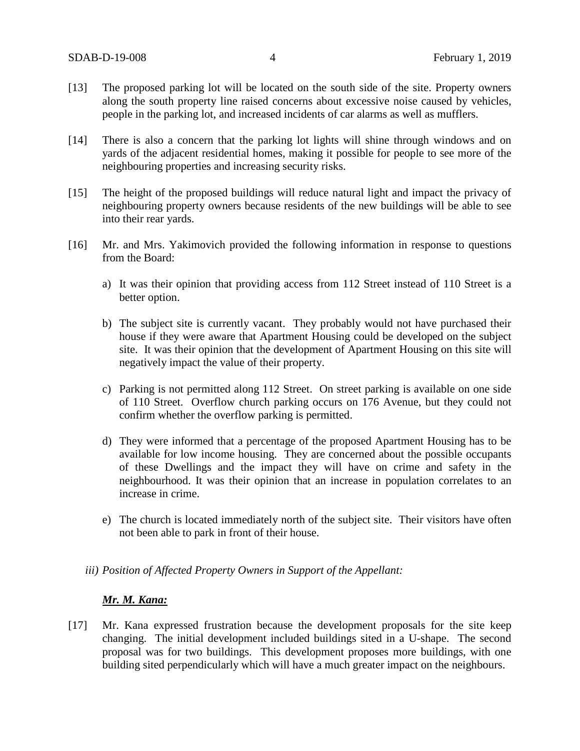[13] The proposed parking lot will be located on the south side of the site. Property owners along the south property line raised concerns about excessive noise caused by vehicles, people in the parking lot, and increased incidents of car alarms as well as mufflers.

[14] There is also a concern that the parking lot lights will shine through windows and on yards of the adjacent residential homes, making it possible for people to see more of the neighbouring properties and increasing security risks.

[15] The height of the proposed buildings will reduce natural light and impact the privacy of neighbouring property owners because residents of the new buildings will be able to see into their rear yards.

[16] Mr. and Mrs. Yakimovich provided the following information in response to questions from the Board:

a) It was their opinion that providing access from 112 Street instead of 110 Street is a better option.

b) The subject site is currently vacant. They probably would not have purchased their house if they were aware that Apartment Housing could be developed on the subject site. It was their opinion that the development of Apartment Housing on this site will negatively impact the value of their property.

c) Parking is not permitted along 112 Street. On street parking is available on one side of 110 Street. Overflow church parking occurs on 176 Avenue, but they could not confirm whether the overflow parking is permitted.

d) They were informed that a percentage of the proposed Apartment Housing has to be available for low income housing. They are concerned about the possible occupants of these Dwellings and the impact they will have on crime and safety in the neighbourhood. It was their opinion that an increase in population correlates to an increase in crime.

e) The church is located immediately north of the subject site. Their visitors have often not been able to park in front of their house.

*iii) Position of Affected Property Owners in Support of the Appellant:*

***Mr. M. Kana:***

[17] Mr. Kana expressed frustration because the development proposals for the site keep changing. The initial development included buildings sited in a U-shape. The second proposal was for two buildings. This development proposes more buildings, with one building sited perpendicularly which will have a much greater impact on the neighbours.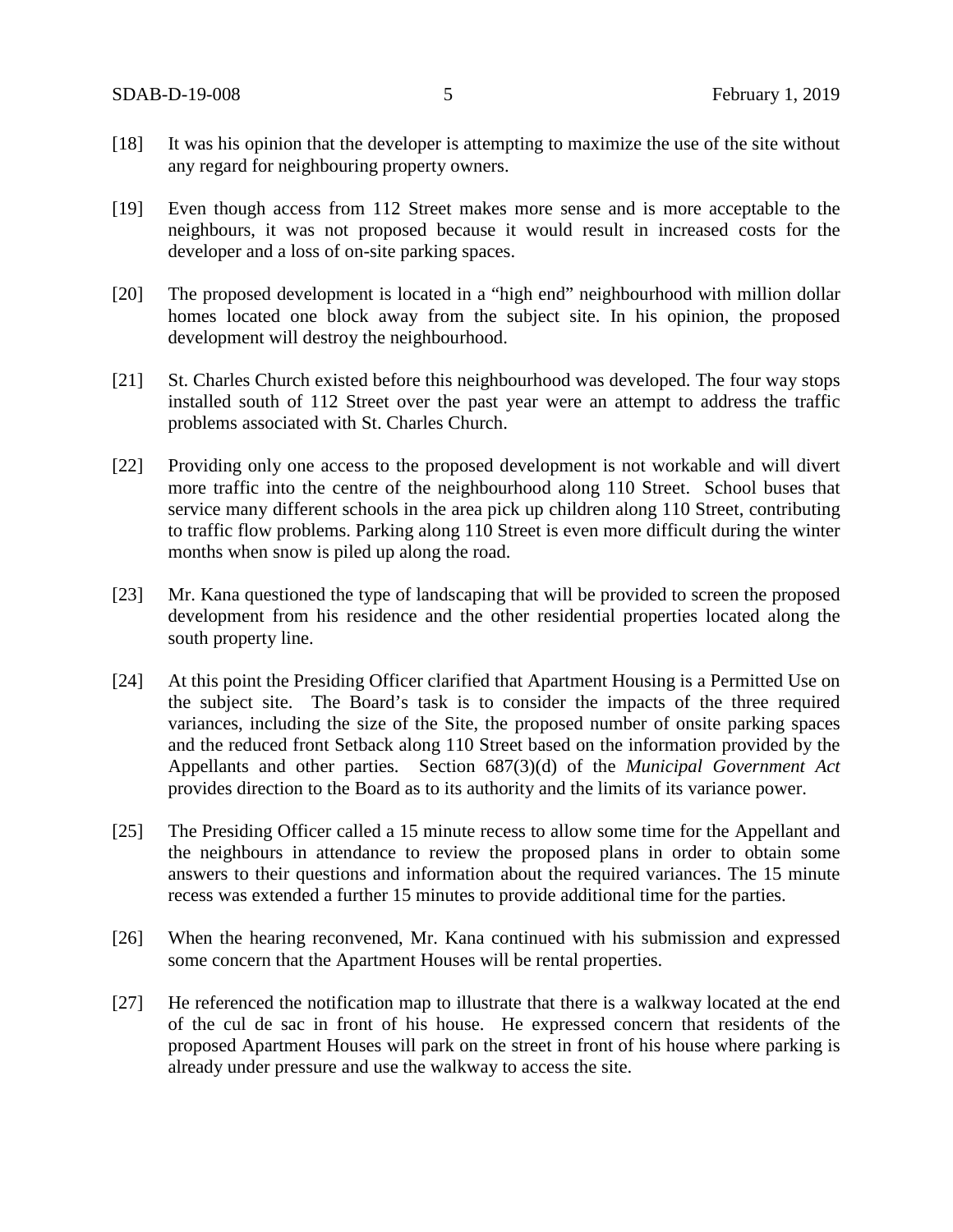[18] It was his opinion that the developer is attempting to maximize the use of the site without any regard for neighbouring property owners.

[19] Even though access from 112 Street makes more sense and is more acceptable to the neighbours, it was not proposed because it would result in increased costs for the developer and a loss of on-site parking spaces.

[20] The proposed development is located in a "high end" neighbourhood with million dollar homes located one block away from the subject site. In his opinion, the proposed development will destroy the neighbourhood.

[21] St. Charles Church existed before this neighbourhood was developed. The four way stops installed south of 112 Street over the past year were an attempt to address the traffic problems associated with St. Charles Church.

[22] Providing only one access to the proposed development is not workable and will divert more traffic into the centre of the neighbourhood along 110 Street. School buses that service many different schools in the area pick up children along 110 Street, contributing to traffic flow problems. Parking along 110 Street is even more difficult during the winter months when snow is piled up along the road.

[23] Mr. Kana questioned the type of landscaping that will be provided to screen the proposed development from his residence and the other residential properties located along the south property line.

[24] At this point the Presiding Officer clarified that Apartment Housing is a Permitted Use on the subject site. The Board's task is to consider the impacts of the three required variances, including the size of the Site, the proposed number of onsite parking spaces and the reduced front Setback along 110 Street based on the information provided by the Appellants and other parties. Section 687(3)(d) of the *Municipal Government Act* provides direction to the Board as to its authority and the limits of its variance power.

[25] The Presiding Officer called a 15 minute recess to allow some time for the Appellant and the neighbours in attendance to review the proposed plans in order to obtain some answers to their questions and information about the required variances. The 15 minute recess was extended a further 15 minutes to provide additional time for the parties.

[26] When the hearing reconvened, Mr. Kana continued with his submission and expressed some concern that the Apartment Houses will be rental properties.

[27] He referenced the notification map to illustrate that there is a walkway located at the end of the cul de sac in front of his house. He expressed concern that residents of the proposed Apartment Houses will park on the street in front of his house where parking is already under pressure and use the walkway to access the site.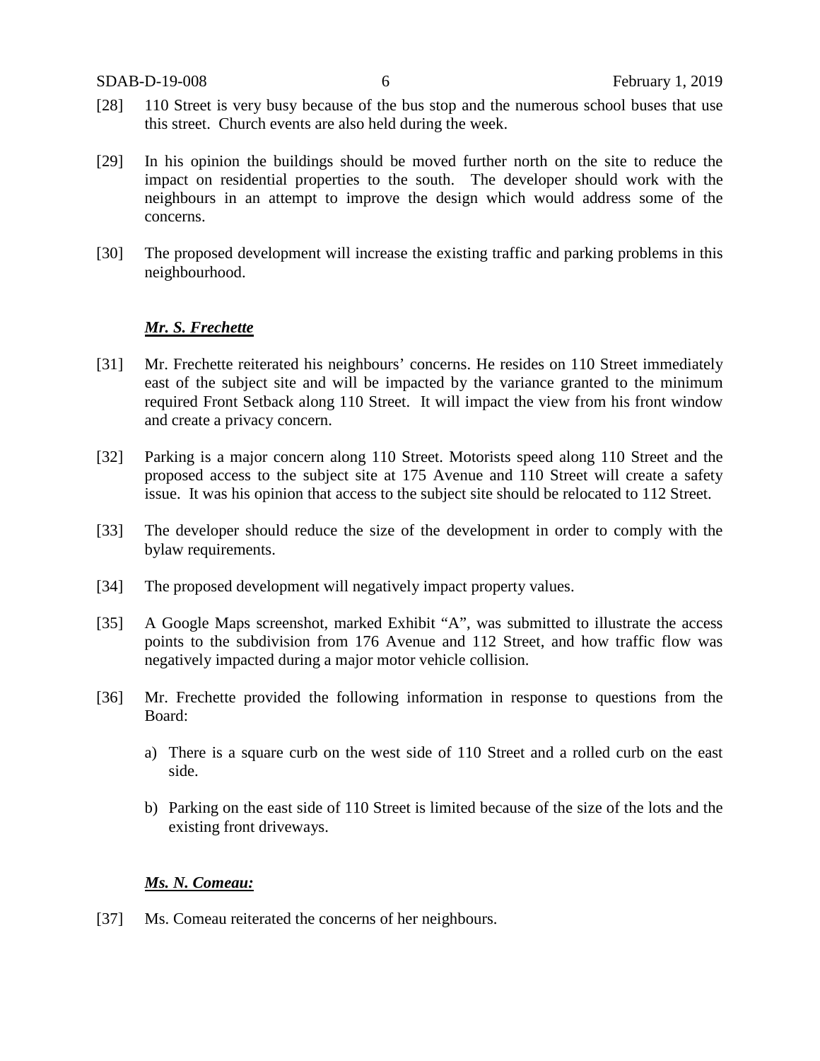[28] 110 Street is very busy because of the bus stop and the numerous school buses that use this street. Church events are also held during the week.

[29] In his opinion the buildings should be moved further north on the site to reduce the impact on residential properties to the south. The developer should work with the neighbours in an attempt to improve the design which would address some of the concerns.

[30] The proposed development will increase the existing traffic and parking problems in this neighbourhood.

***Mr. S. Frechette***

[31] Mr. Frechette reiterated his neighbours' concerns. He resides on 110 Street immediately east of the subject site and will be impacted by the variance granted to the minimum required Front Setback along 110 Street. It will impact the view from his front window and create a privacy concern.

[32] Parking is a major concern along 110 Street. Motorists speed along 110 Street and the proposed access to the subject site at 175 Avenue and 110 Street will create a safety issue. It was his opinion that access to the subject site should be relocated to 112 Street.

[33] The developer should reduce the size of the development in order to comply with the bylaw requirements.

[34] The proposed development will negatively impact property values.

[35] A Google Maps screenshot, marked Exhibit "A", was submitted to illustrate the access points to the subdivision from 176 Avenue and 112 Street, and how traffic flow was negatively impacted during a major motor vehicle collision.

[36] Mr. Frechette provided the following information in response to questions from the Board:

a) There is a square curb on the west side of 110 Street and a rolled curb on the east side.

b) Parking on the east side of 110 Street is limited because of the size of the lots and the existing front driveways.

***Ms. N. Comeau:***

[37] Ms. Comeau reiterated the concerns of her neighbours.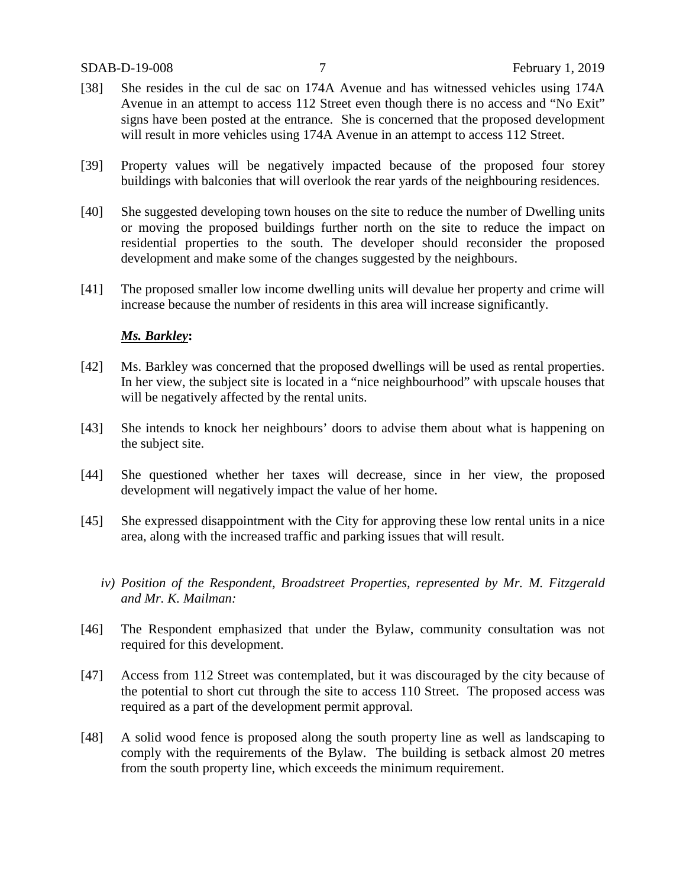[38] She resides in the cul de sac on 174A Avenue and has witnessed vehicles using 174A Avenue in an attempt to access 112 Street even though there is no access and "No Exit" signs have been posted at the entrance. She is concerned that the proposed development will result in more vehicles using 174A Avenue in an attempt to access 112 Street.

[39] Property values will be negatively impacted because of the proposed four storey buildings with balconies that will overlook the rear yards of the neighbouring residences.

[40] She suggested developing town houses on the site to reduce the number of Dwelling units or moving the proposed buildings further north on the site to reduce the impact on residential properties to the south. The developer should reconsider the proposed development and make some of the changes suggested by the neighbours.

[41] The proposed smaller low income dwelling units will devalue her property and crime will increase because the number of residents in this area will increase significantly.

***Ms. Barkley*:**

[42] Ms. Barkley was concerned that the proposed dwellings will be used as rental properties. In her view, the subject site is located in a "nice neighbourhood" with upscale houses that will be negatively affected by the rental units.

[43] She intends to knock her neighbours' doors to advise them about what is happening on the subject site.

[44] She questioned whether her taxes will decrease, since in her view, the proposed development will negatively impact the value of her home.

[45] She expressed disappointment with the City for approving these low rental units in a nice area, along with the increased traffic and parking issues that will result.

*iv) Position of the Respondent, Broadstreet Properties, represented by Mr. M. Fitzgerald and Mr. K. Mailman:*

[46] The Respondent emphasized that under the Bylaw, community consultation was not required for this development.

[47] Access from 112 Street was contemplated, but it was discouraged by the city because of the potential to short cut through the site to access 110 Street. The proposed access was required as a part of the development permit approval.

[48] A solid wood fence is proposed along the south property line as well as landscaping to comply with the requirements of the Bylaw. The building is setback almost 20 metres from the south property line, which exceeds the minimum requirement.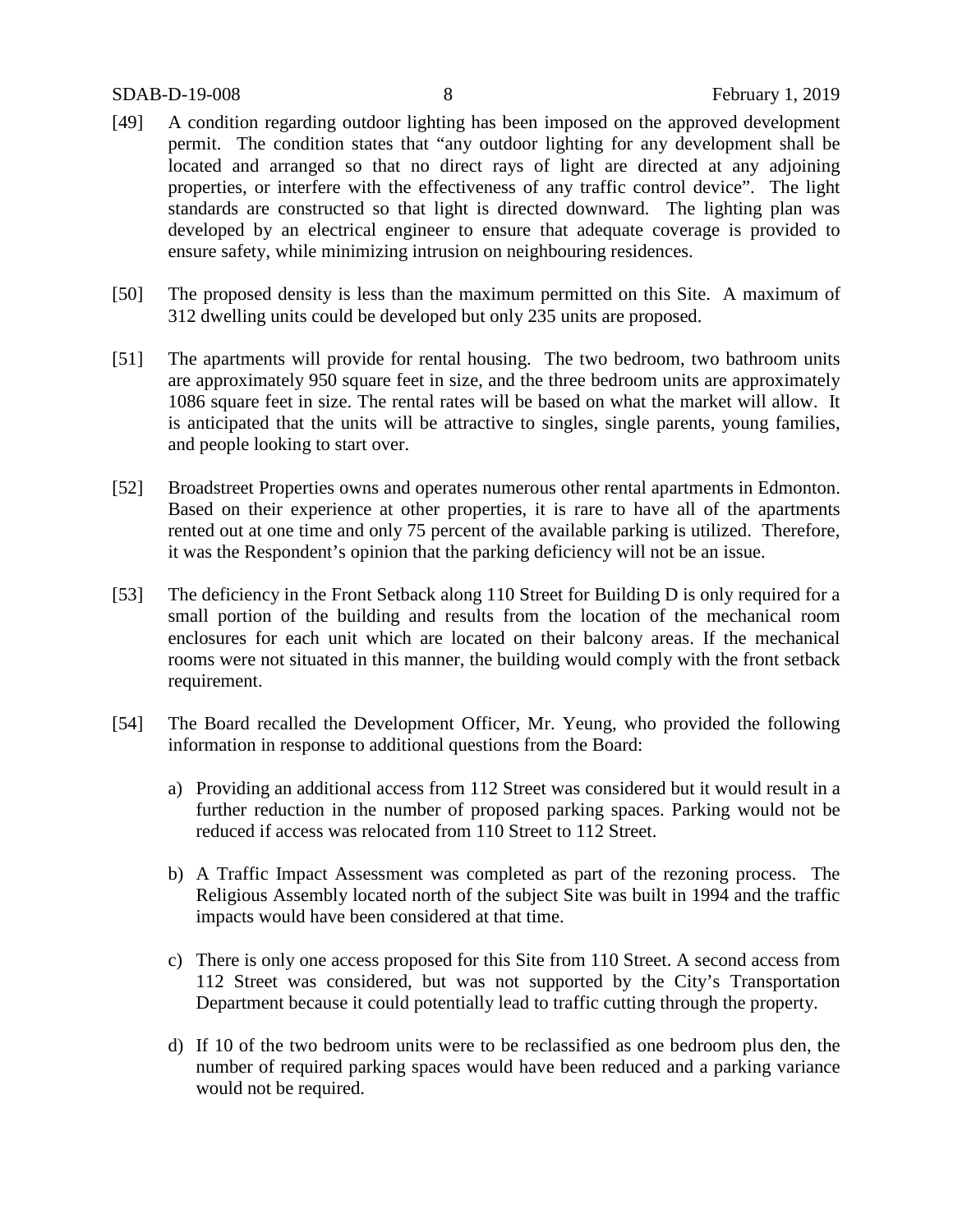[49] A condition regarding outdoor lighting has been imposed on the approved development permit. The condition states that "any outdoor lighting for any development shall be located and arranged so that no direct rays of light are directed at any adjoining properties, or interfere with the effectiveness of any traffic control device". The light standards are constructed so that light is directed downward. The lighting plan was developed by an electrical engineer to ensure that adequate coverage is provided to ensure safety, while minimizing intrusion on neighbouring residences.

[50] The proposed density is less than the maximum permitted on this Site. A maximum of 312 dwelling units could be developed but only 235 units are proposed.

[51] The apartments will provide for rental housing. The two bedroom, two bathroom units are approximately 950 square feet in size, and the three bedroom units are approximately 1086 square feet in size. The rental rates will be based on what the market will allow. It is anticipated that the units will be attractive to singles, single parents, young families, and people looking to start over.

[52] Broadstreet Properties owns and operates numerous other rental apartments in Edmonton. Based on their experience at other properties, it is rare to have all of the apartments rented out at one time and only 75 percent of the available parking is utilized. Therefore, it was the Respondent's opinion that the parking deficiency will not be an issue.

[53] The deficiency in the Front Setback along 110 Street for Building D is only required for a small portion of the building and results from the location of the mechanical room enclosures for each unit which are located on their balcony areas. If the mechanical rooms were not situated in this manner, the building would comply with the front setback requirement.

[54] The Board recalled the Development Officer, Mr. Yeung, who provided the following information in response to additional questions from the Board:

a) Providing an additional access from 112 Street was considered but it would result in a further reduction in the number of proposed parking spaces. Parking would not be reduced if access was relocated from 110 Street to 112 Street.

b) A Traffic Impact Assessment was completed as part of the rezoning process. The Religious Assembly located north of the subject Site was built in 1994 and the traffic impacts would have been considered at that time.

c) There is only one access proposed for this Site from 110 Street. A second access from 112 Street was considered, but was not supported by the City's Transportation Department because it could potentially lead to traffic cutting through the property.

d) If 10 of the two bedroom units were to be reclassified as one bedroom plus den, the number of required parking spaces would have been reduced and a parking variance would not be required.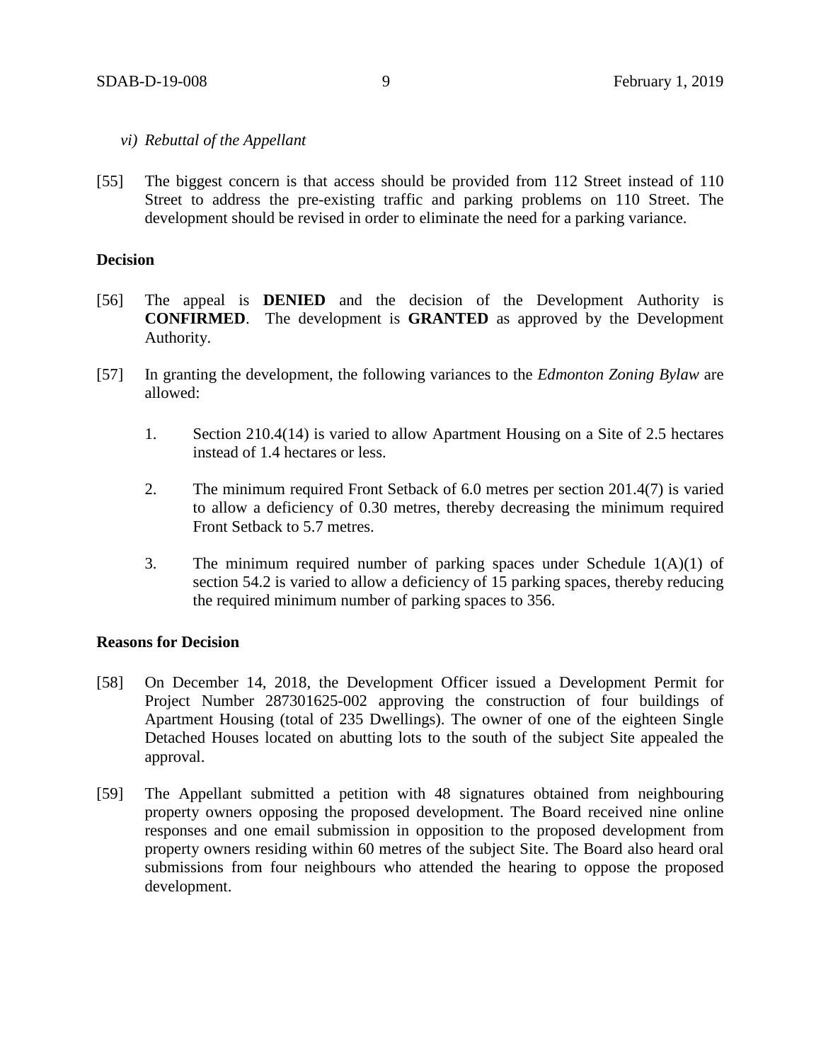*vi) Rebuttal of the Appellant*

[55] The biggest concern is that access should be provided from 112 Street instead of 110 Street to address the pre-existing traffic and parking problems on 110 Street. The development should be revised in order to eliminate the need for a parking variance.

**Decision**

[56] The appeal is **DENIED** and the decision of the Development Authority is **CONFIRMED**. The development is **GRANTED** as approved by the Development Authority.

[57] In granting the development, the following variances to the *Edmonton Zoning Bylaw* are allowed:

1. Section 210.4(14) is varied to allow Apartment Housing on a Site of 2.5 hectares instead of 1.4 hectares or less.

2. The minimum required Front Setback of 6.0 metres per section 201.4(7) is varied to allow a deficiency of 0.30 metres, thereby decreasing the minimum required Front Setback to 5.7 metres.

3. The minimum required number of parking spaces under Schedule 1(A)(1) of section 54.2 is varied to allow a deficiency of 15 parking spaces, thereby reducing the required minimum number of parking spaces to 356.

**Reasons for Decision**

[58] On December 14, 2018, the Development Officer issued a Development Permit for Project Number 287301625-002 approving the construction of four buildings of Apartment Housing (total of 235 Dwellings). The owner of one of the eighteen Single Detached Houses located on abutting lots to the south of the subject Site appealed the approval.

[59] The Appellant submitted a petition with 48 signatures obtained from neighbouring property owners opposing the proposed development. The Board received nine online responses and one email submission in opposition to the proposed development from property owners residing within 60 metres of the subject Site. The Board also heard oral submissions from four neighbours who attended the hearing to oppose the proposed development.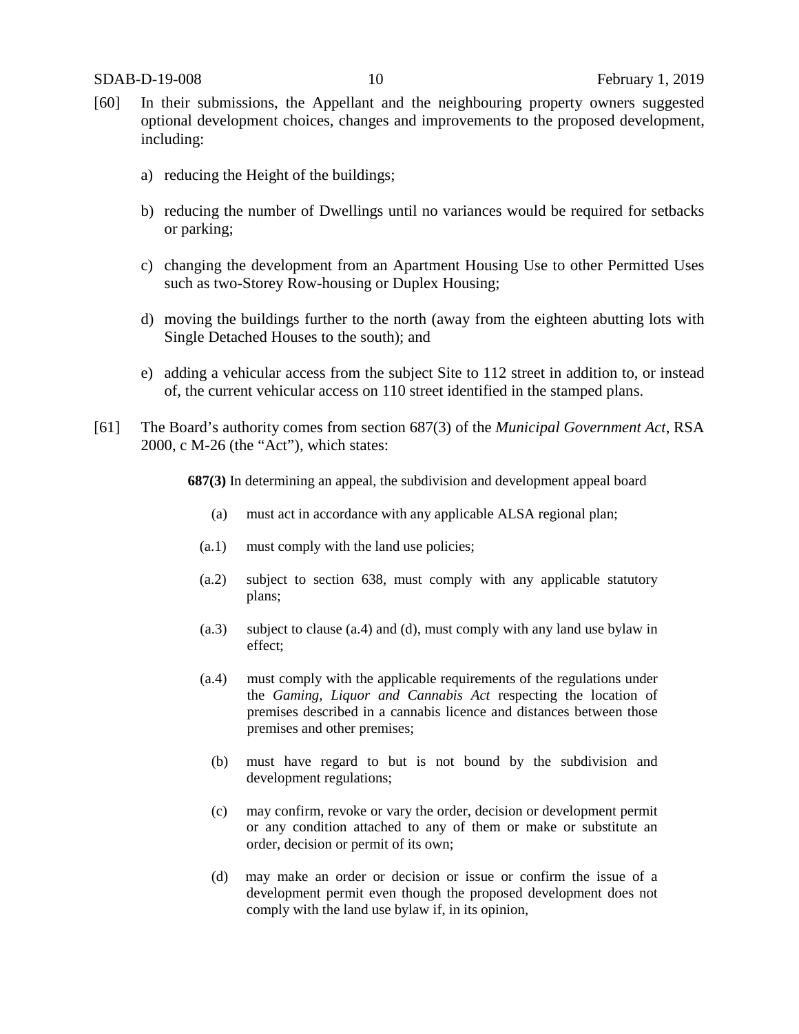[60] In their submissions, the Appellant and the neighbouring property owners suggested optional development choices, changes and improvements to the proposed development, including:

a) reducing the Height of the buildings;

b) reducing the number of Dwellings until no variances would be required for setbacks or parking;

c) changing the development from an Apartment Housing Use to other Permitted Uses such as two-Storey Row-housing or Duplex Housing;

d) moving the buildings further to the north (away from the eighteen abutting lots with Single Detached Houses to the south); and

e) adding a vehicular access from the subject Site to 112 street in addition to, or instead of, the current vehicular access on 110 street identified in the stamped plans.

[61] The Board's authority comes from section 687(3) of the *Municipal Government Act*, RSA 2000, c M-26 (the "Act"), which states:

> **687(3)** In determining an appeal, the subdivision and development appeal board
>
> (a) must act in accordance with any applicable ALSA regional plan;
>
> (a.1) must comply with the land use policies;
>
> (a.2) subject to section 638, must comply with any applicable statutory plans;
>
> (a.3) subject to clause (a.4) and (d), must comply with any land use bylaw in effect;
>
> (a.4) must comply with the applicable requirements of the regulations under the *Gaming, Liquor and Cannabis Act* respecting the location of premises described in a cannabis licence and distances between those premises and other premises;
>
> (b) must have regard to but is not bound by the subdivision and development regulations;
>
> (c) may confirm, revoke or vary the order, decision or development permit or any condition attached to any of them or make or substitute an order, decision or permit of its own;
>
> (d) may make an order or decision or issue or confirm the issue of a development permit even though the proposed development does not comply with the land use bylaw if, in its opinion,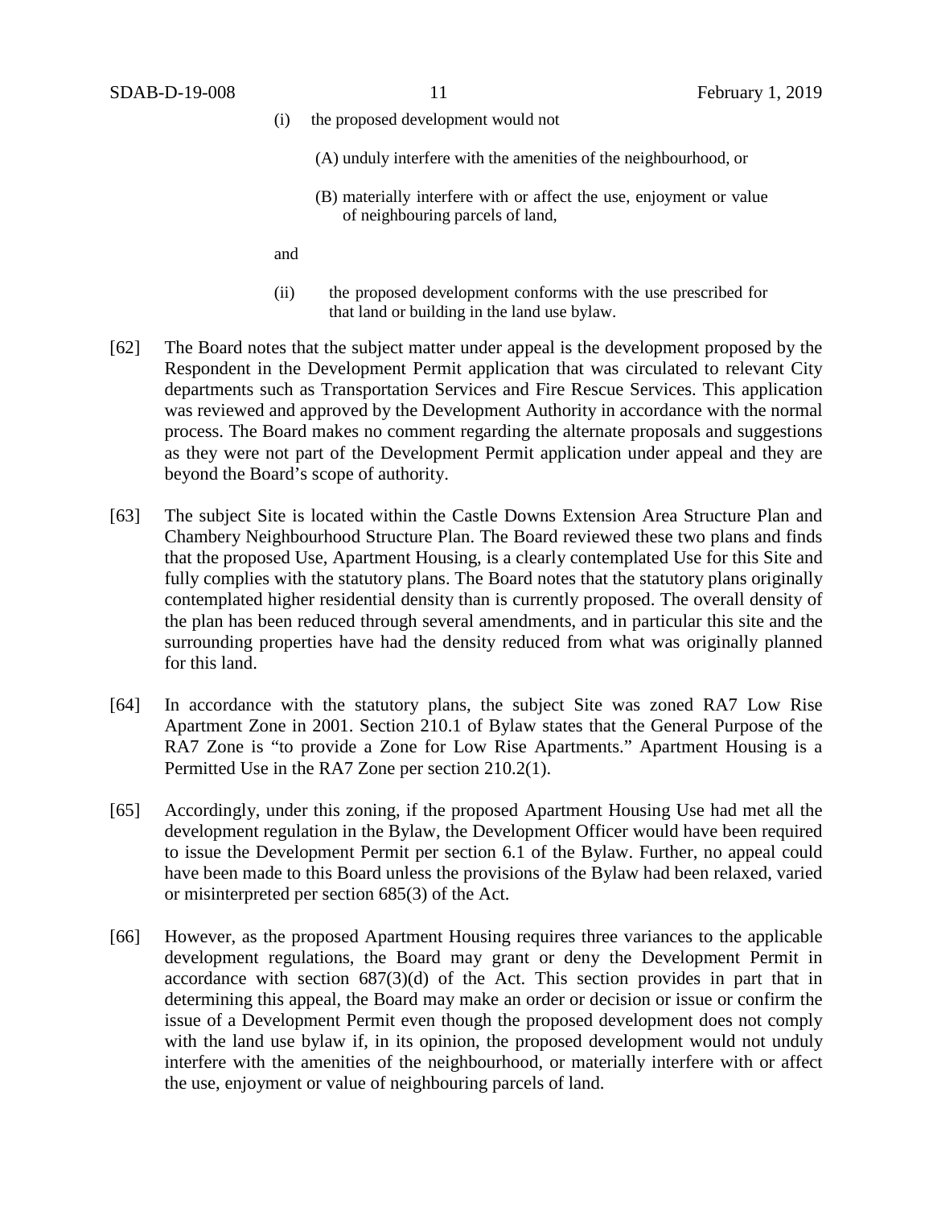(i) the proposed development would not

(A) unduly interfere with the amenities of the neighbourhood, or

(B) materially interfere with or affect the use, enjoyment or value of neighbouring parcels of land,

and

(ii) the proposed development conforms with the use prescribed for that land or building in the land use bylaw.

[62] The Board notes that the subject matter under appeal is the development proposed by the Respondent in the Development Permit application that was circulated to relevant City departments such as Transportation Services and Fire Rescue Services. This application was reviewed and approved by the Development Authority in accordance with the normal process. The Board makes no comment regarding the alternate proposals and suggestions as they were not part of the Development Permit application under appeal and they are beyond the Board's scope of authority.

[63] The subject Site is located within the Castle Downs Extension Area Structure Plan and Chambery Neighbourhood Structure Plan. The Board reviewed these two plans and finds that the proposed Use, Apartment Housing, is a clearly contemplated Use for this Site and fully complies with the statutory plans. The Board notes that the statutory plans originally contemplated higher residential density than is currently proposed. The overall density of the plan has been reduced through several amendments, and in particular this site and the surrounding properties have had the density reduced from what was originally planned for this land.

[64] In accordance with the statutory plans, the subject Site was zoned RA7 Low Rise Apartment Zone in 2001. Section 210.1 of Bylaw states that the General Purpose of the RA7 Zone is "to provide a Zone for Low Rise Apartments." Apartment Housing is a Permitted Use in the RA7 Zone per section 210.2(1).

[65] Accordingly, under this zoning, if the proposed Apartment Housing Use had met all the development regulation in the Bylaw, the Development Officer would have been required to issue the Development Permit per section 6.1 of the Bylaw. Further, no appeal could have been made to this Board unless the provisions of the Bylaw had been relaxed, varied or misinterpreted per section 685(3) of the Act.

[66] However, as the proposed Apartment Housing requires three variances to the applicable development regulations, the Board may grant or deny the Development Permit in accordance with section 687(3)(d) of the Act. This section provides in part that in determining this appeal, the Board may make an order or decision or issue or confirm the issue of a Development Permit even though the proposed development does not comply with the land use bylaw if, in its opinion, the proposed development would not unduly interfere with the amenities of the neighbourhood, or materially interfere with or affect the use, enjoyment or value of neighbouring parcels of land.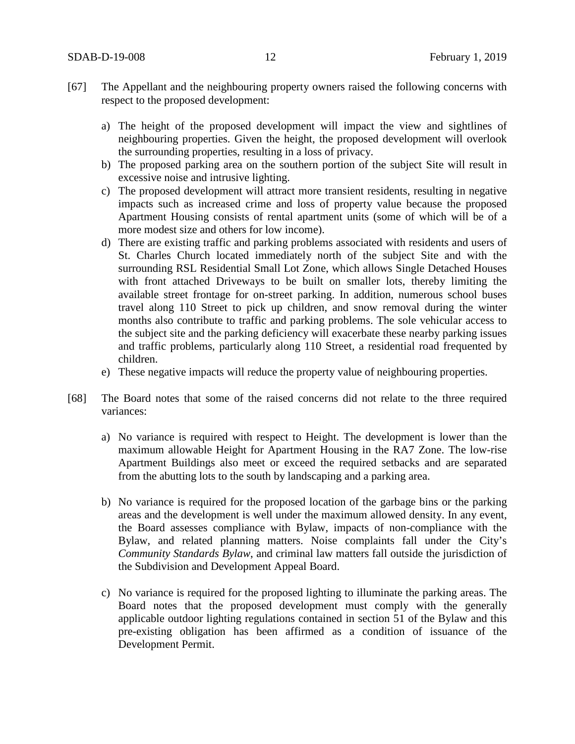[67] The Appellant and the neighbouring property owners raised the following concerns with respect to the proposed development:

a) The height of the proposed development will impact the view and sightlines of neighbouring properties. Given the height, the proposed development will overlook the surrounding properties, resulting in a loss of privacy.
b) The proposed parking area on the southern portion of the subject Site will result in excessive noise and intrusive lighting.
c) The proposed development will attract more transient residents, resulting in negative impacts such as increased crime and loss of property value because the proposed Apartment Housing consists of rental apartment units (some of which will be of a more modest size and others for low income).
d) There are existing traffic and parking problems associated with residents and users of St. Charles Church located immediately north of the subject Site and with the surrounding RSL Residential Small Lot Zone, which allows Single Detached Houses with front attached Driveways to be built on smaller lots, thereby limiting the available street frontage for on-street parking. In addition, numerous school buses travel along 110 Street to pick up children, and snow removal during the winter months also contribute to traffic and parking problems. The sole vehicular access to the subject site and the parking deficiency will exacerbate these nearby parking issues and traffic problems, particularly along 110 Street, a residential road frequented by children.
e) These negative impacts will reduce the property value of neighbouring properties.

[68] The Board notes that some of the raised concerns did not relate to the three required variances:

a) No variance is required with respect to Height. The development is lower than the maximum allowable Height for Apartment Housing in the RA7 Zone. The low-rise Apartment Buildings also meet or exceed the required setbacks and are separated from the abutting lots to the south by landscaping and a parking area.

b) No variance is required for the proposed location of the garbage bins or the parking areas and the development is well under the maximum allowed density. In any event, the Board assesses compliance with Bylaw, impacts of non-compliance with the Bylaw, and related planning matters. Noise complaints fall under the City's *Community Standards Bylaw*, and criminal law matters fall outside the jurisdiction of the Subdivision and Development Appeal Board.

c) No variance is required for the proposed lighting to illuminate the parking areas. The Board notes that the proposed development must comply with the generally applicable outdoor lighting regulations contained in section 51 of the Bylaw and this pre-existing obligation has been affirmed as a condition of issuance of the Development Permit.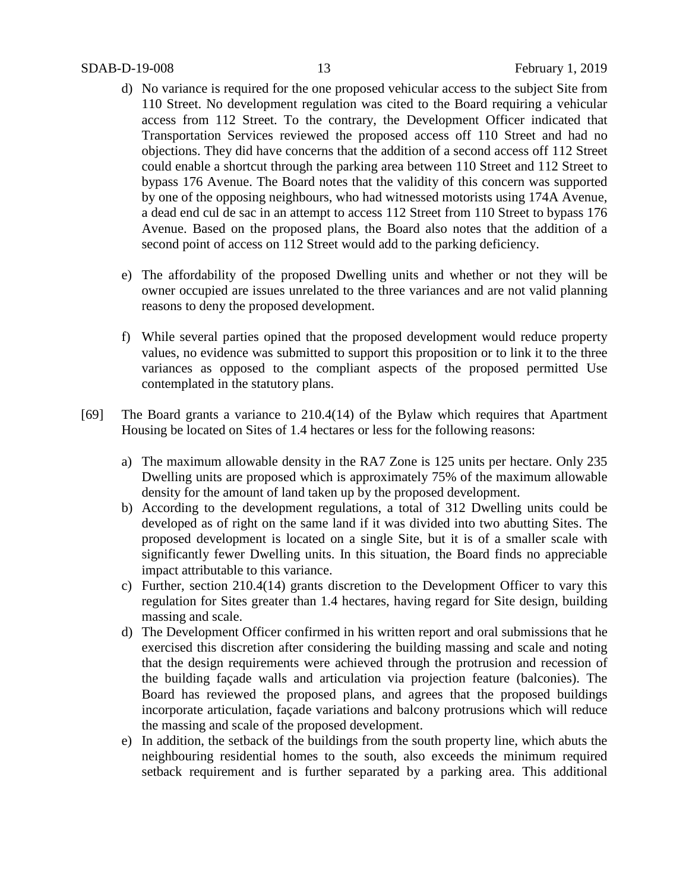d) No variance is required for the one proposed vehicular access to the subject Site from 110 Street. No development regulation was cited to the Board requiring a vehicular access from 112 Street. To the contrary, the Development Officer indicated that Transportation Services reviewed the proposed access off 110 Street and had no objections. They did have concerns that the addition of a second access off 112 Street could enable a shortcut through the parking area between 110 Street and 112 Street to bypass 176 Avenue. The Board notes that the validity of this concern was supported by one of the opposing neighbours, who had witnessed motorists using 174A Avenue, a dead end cul de sac in an attempt to access 112 Street from 110 Street to bypass 176 Avenue. Based on the proposed plans, the Board also notes that the addition of a second point of access on 112 Street would add to the parking deficiency.

e) The affordability of the proposed Dwelling units and whether or not they will be owner occupied are issues unrelated to the three variances and are not valid planning reasons to deny the proposed development.

f) While several parties opined that the proposed development would reduce property values, no evidence was submitted to support this proposition or to link it to the three variances as opposed to the compliant aspects of the proposed permitted Use contemplated in the statutory plans.

[69] The Board grants a variance to 210.4(14) of the Bylaw which requires that Apartment Housing be located on Sites of 1.4 hectares or less for the following reasons:

a) The maximum allowable density in the RA7 Zone is 125 units per hectare. Only 235 Dwelling units are proposed which is approximately 75% of the maximum allowable density for the amount of land taken up by the proposed development.
b) According to the development regulations, a total of 312 Dwelling units could be developed as of right on the same land if it was divided into two abutting Sites. The proposed development is located on a single Site, but it is of a smaller scale with significantly fewer Dwelling units. In this situation, the Board finds no appreciable impact attributable to this variance.
c) Further, section 210.4(14) grants discretion to the Development Officer to vary this regulation for Sites greater than 1.4 hectares, having regard for Site design, building massing and scale.
d) The Development Officer confirmed in his written report and oral submissions that he exercised this discretion after considering the building massing and scale and noting that the design requirements were achieved through the protrusion and recession of the building façade walls and articulation via projection feature (balconies). The Board has reviewed the proposed plans, and agrees that the proposed buildings incorporate articulation, façade variations and balcony protrusions which will reduce the massing and scale of the proposed development.
e) In addition, the setback of the buildings from the south property line, which abuts the neighbouring residential homes to the south, also exceeds the minimum required setback requirement and is further separated by a parking area. This additional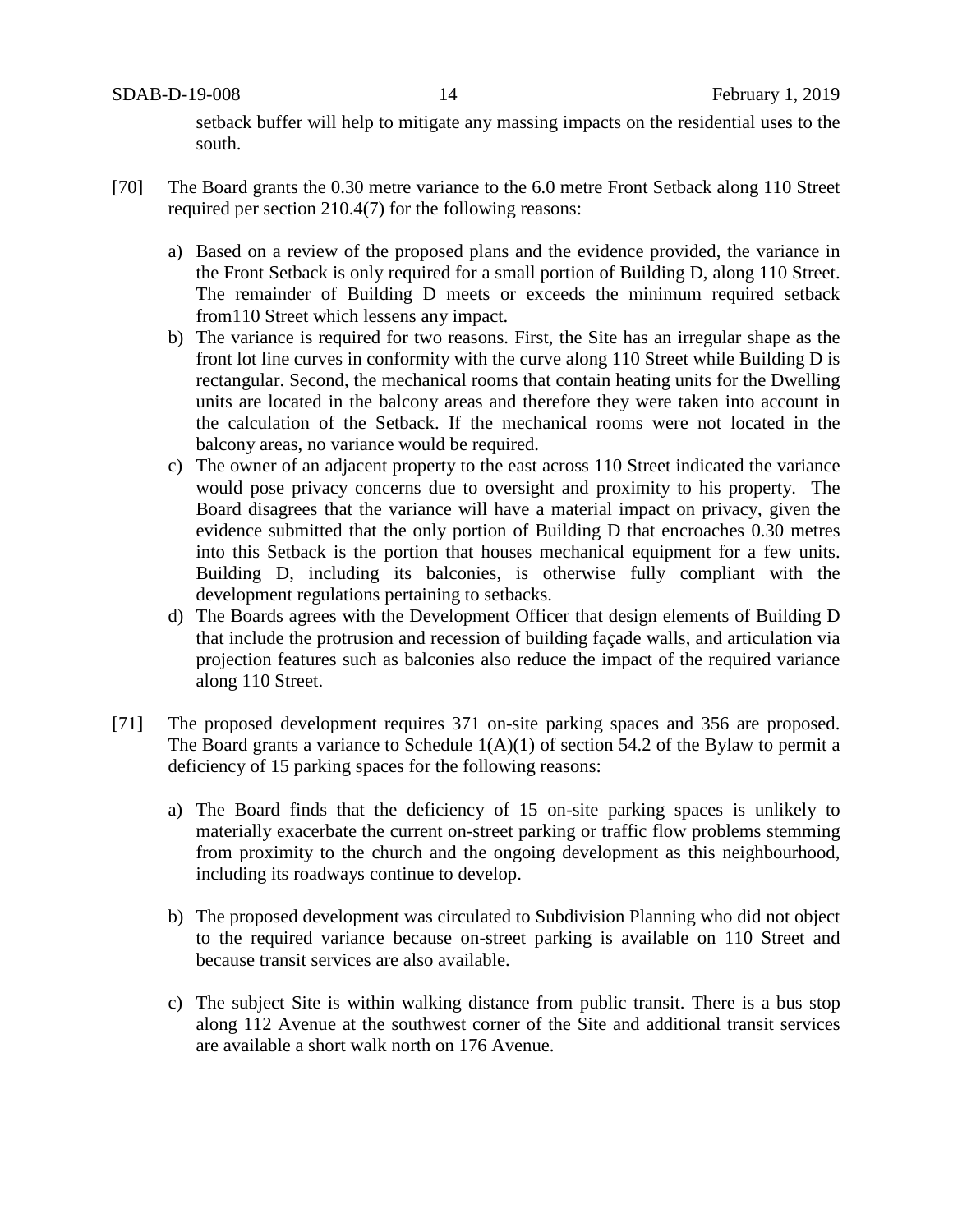setback buffer will help to mitigate any massing impacts on the residential uses to the south.

[70] The Board grants the 0.30 metre variance to the 6.0 metre Front Setback along 110 Street required per section 210.4(7) for the following reasons:

a) Based on a review of the proposed plans and the evidence provided, the variance in the Front Setback is only required for a small portion of Building D, along 110 Street. The remainder of Building D meets or exceeds the minimum required setback from110 Street which lessens any impact.

b) The variance is required for two reasons. First, the Site has an irregular shape as the front lot line curves in conformity with the curve along 110 Street while Building D is rectangular. Second, the mechanical rooms that contain heating units for the Dwelling units are located in the balcony areas and therefore they were taken into account in the calculation of the Setback. If the mechanical rooms were not located in the balcony areas, no variance would be required.

c) The owner of an adjacent property to the east across 110 Street indicated the variance would pose privacy concerns due to oversight and proximity to his property. The Board disagrees that the variance will have a material impact on privacy, given the evidence submitted that the only portion of Building D that encroaches 0.30 metres into this Setback is the portion that houses mechanical equipment for a few units. Building D, including its balconies, is otherwise fully compliant with the development regulations pertaining to setbacks.

d) The Boards agrees with the Development Officer that design elements of Building D that include the protrusion and recession of building façade walls, and articulation via projection features such as balconies also reduce the impact of the required variance along 110 Street.

[71] The proposed development requires 371 on-site parking spaces and 356 are proposed. The Board grants a variance to Schedule 1(A)(1) of section 54.2 of the Bylaw to permit a deficiency of 15 parking spaces for the following reasons:

a) The Board finds that the deficiency of 15 on-site parking spaces is unlikely to materially exacerbate the current on-street parking or traffic flow problems stemming from proximity to the church and the ongoing development as this neighbourhood, including its roadways continue to develop.

b) The proposed development was circulated to Subdivision Planning who did not object to the required variance because on-street parking is available on 110 Street and because transit services are also available.

c) The subject Site is within walking distance from public transit. There is a bus stop along 112 Avenue at the southwest corner of the Site and additional transit services are available a short walk north on 176 Avenue.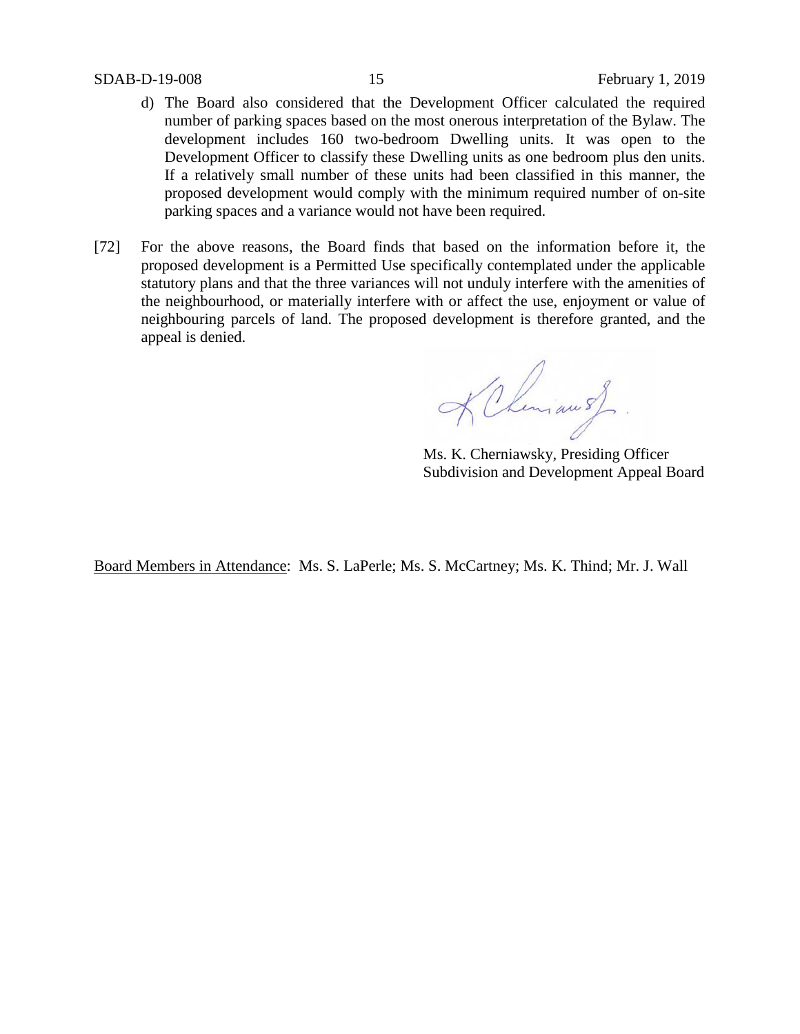d) The Board also considered that the Development Officer calculated the required number of parking spaces based on the most onerous interpretation of the Bylaw. The development includes 160 two-bedroom Dwelling units. It was open to the Development Officer to classify these Dwelling units as one bedroom plus den units. If a relatively small number of these units had been classified in this manner, the proposed development would comply with the minimum required number of on-site parking spaces and a variance would not have been required.

[72] For the above reasons, the Board finds that based on the information before it, the proposed development is a Permitted Use specifically contemplated under the applicable statutory plans and that the three variances will not unduly interfere with the amenities of the neighbourhood, or materially interfere with or affect the use, enjoyment or value of neighbouring parcels of land. The proposed development is therefore granted, and the appeal is denied.

Ms. K. Cherniawsky, Presiding Officer
Subdivision and Development Appeal Board

Board Members in Attendance: Ms. S. LaPerle; Ms. S. McCartney; Ms. K. Thind; Mr. J. Wall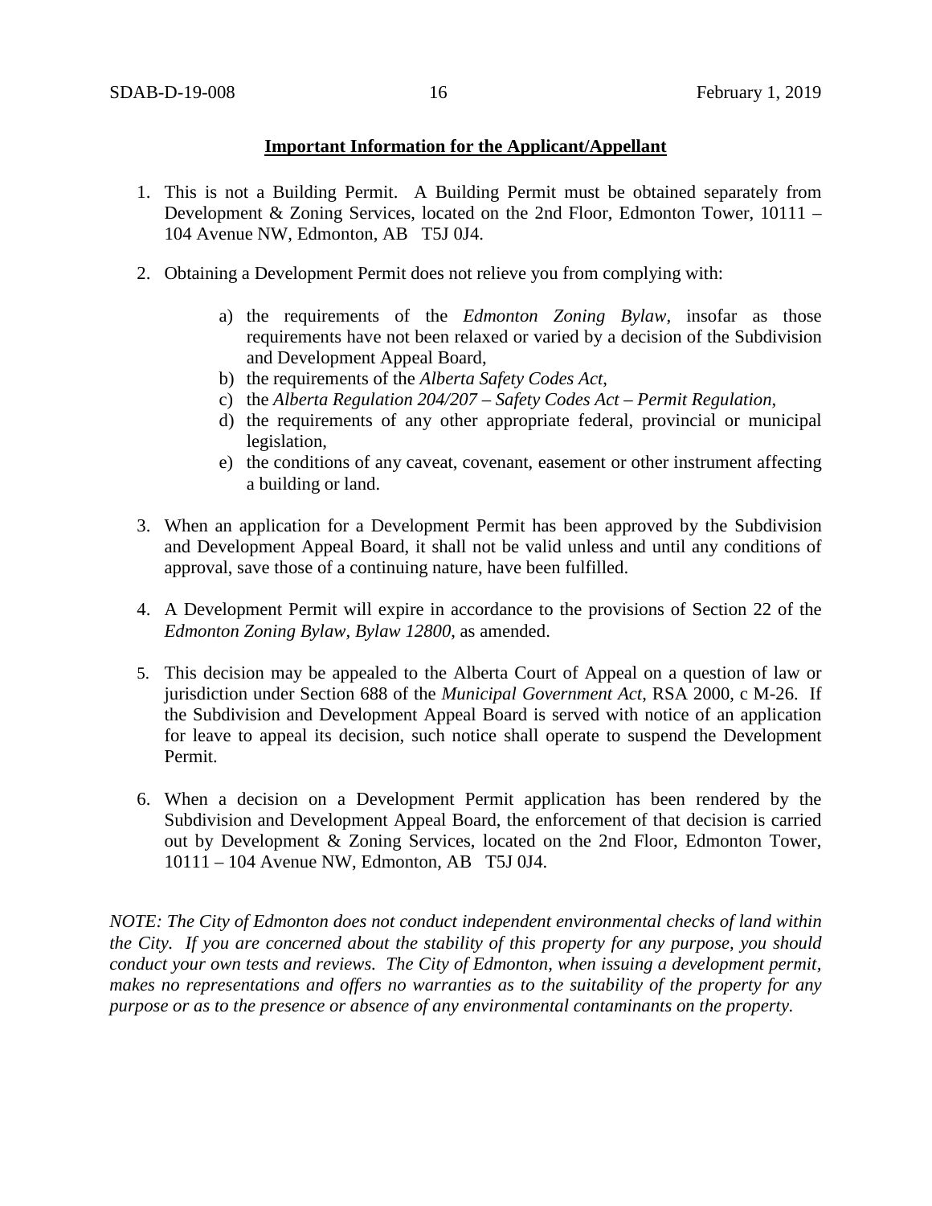**Important Information for the Applicant/Appellant**

1. This is not a Building Permit. A Building Permit must be obtained separately from Development & Zoning Services, located on the 2nd Floor, Edmonton Tower, 10111 – 104 Avenue NW, Edmonton, AB T5J 0J4.

2. Obtaining a Development Permit does not relieve you from complying with:

    a) the requirements of the *Edmonton Zoning Bylaw*, insofar as those requirements have not been relaxed or varied by a decision of the Subdivision and Development Appeal Board,
    b) the requirements of the *Alberta Safety Codes Act*,
    c) the *Alberta Regulation 204/207 – Safety Codes Act – Permit Regulation*,
    d) the requirements of any other appropriate federal, provincial or municipal legislation,
    e) the conditions of any caveat, covenant, easement or other instrument affecting a building or land.

3. When an application for a Development Permit has been approved by the Subdivision and Development Appeal Board, it shall not be valid unless and until any conditions of approval, save those of a continuing nature, have been fulfilled.

4. A Development Permit will expire in accordance to the provisions of Section 22 of the *Edmonton Zoning Bylaw, Bylaw 12800*, as amended.

5. This decision may be appealed to the Alberta Court of Appeal on a question of law or jurisdiction under Section 688 of the *Municipal Government Act*, RSA 2000, c M-26. If the Subdivision and Development Appeal Board is served with notice of an application for leave to appeal its decision, such notice shall operate to suspend the Development Permit.

6. When a decision on a Development Permit application has been rendered by the Subdivision and Development Appeal Board, the enforcement of that decision is carried out by Development & Zoning Services, located on the 2nd Floor, Edmonton Tower, 10111 – 104 Avenue NW, Edmonton, AB T5J 0J4.

*NOTE: The City of Edmonton does not conduct independent environmental checks of land within the City. If you are concerned about the stability of this property for any purpose, you should conduct your own tests and reviews. The City of Edmonton, when issuing a development permit, makes no representations and offers no warranties as to the suitability of the property for any purpose or as to the presence or absence of any environmental contaminants on the property.*